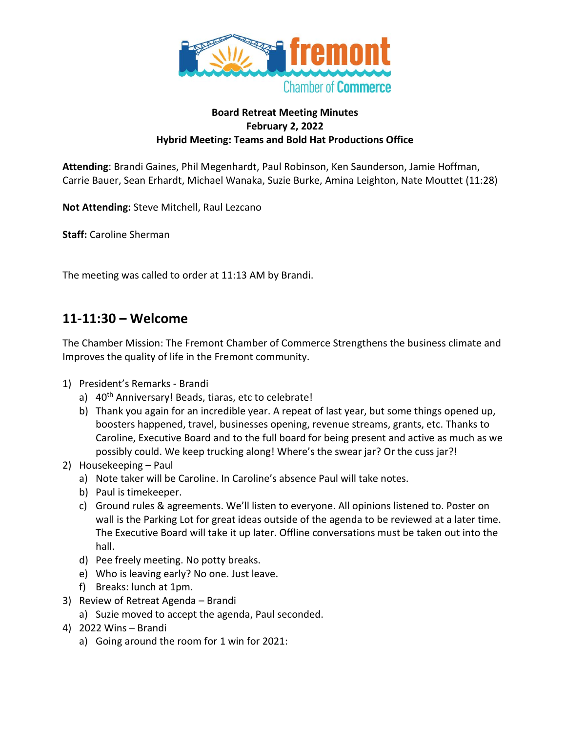**Board Retreat Meeting Minutes**
**February 2, 2022**
**Hybrid Meeting: Teams and Bold Hat Productions Office**

**Attending**: Brandi Gaines, Phil Megenhardt, Paul Robinson, Ken Saunderson, Jamie Hoffman, Carrie Bauer, Sean Erhardt, Michael Wanaka, Suzie Burke, Amina Leighton, Nate Mouttet (11:28)

**Not Attending:** Steve Mitchell, Raul Lezcano

**Staff:** Caroline Sherman

The meeting was called to order at 11:13 AM by Brandi.

## 11-11:30 – Welcome

The Chamber Mission: The Fremont Chamber of Commerce Strengthens the business climate and Improves the quality of life in the Fremont community.

1) President's Remarks - Brandi
   a) 40th Anniversary! Beads, tiaras, etc to celebrate!
   b) Thank you again for an incredible year. A repeat of last year, but some things opened up, boosters happened, travel, businesses opening, revenue streams, grants, etc. Thanks to Caroline, Executive Board and to the full board for being present and active as much as we possibly could. We keep trucking along! Where's the swear jar? Or the cuss jar?!
2) Housekeeping – Paul
   a) Note taker will be Caroline. In Caroline's absence Paul will take notes.
   b) Paul is timekeeper.
   c) Ground rules & agreements. We'll listen to everyone. All opinions listened to. Poster on wall is the Parking Lot for great ideas outside of the agenda to be reviewed at a later time. The Executive Board will take it up later. Offline conversations must be taken out into the hall.
   d) Pee freely meeting. No potty breaks.
   e) Who is leaving early? No one. Just leave.
   f) Breaks: lunch at 1pm.
3) Review of Retreat Agenda – Brandi
   a) Suzie moved to accept the agenda, Paul seconded.
4) 2022 Wins – Brandi
   a) Going around the room for 1 win for 2021: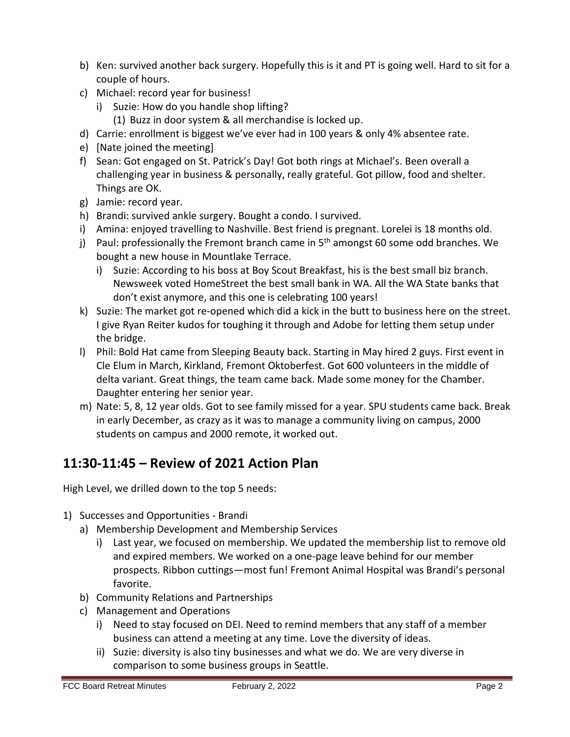b) Ken: survived another back surgery. Hopefully this is it and PT is going well. Hard to sit for a couple of hours.
c) Michael: record year for business!
   i) Suzie: How do you handle shop lifting?
      (1) Buzz in door system & all merchandise is locked up.
d) Carrie: enrollment is biggest we've ever had in 100 years & only 4% absentee rate.
e) [Nate joined the meeting]
f) Sean: Got engaged on St. Patrick's Day! Got both rings at Michael's. Been overall a challenging year in business & personally, really grateful. Got pillow, food and shelter. Things are OK.
g) Jamie: record year.
h) Brandi: survived ankle surgery. Bought a condo. I survived.
i) Amina: enjoyed travelling to Nashville. Best friend is pregnant. Lorelei is 18 months old.
j) Paul: professionally the Fremont branch came in 5th amongst 60 some odd branches. We bought a new house in Mountlake Terrace.
   i) Suzie: According to his boss at Boy Scout Breakfast, his is the best small biz branch. Newsweek voted HomeStreet the best small bank in WA. All the WA State banks that don't exist anymore, and this one is celebrating 100 years!
k) Suzie: The market got re-opened which did a kick in the butt to business here on the street. I give Ryan Reiter kudos for toughing it through and Adobe for letting them setup under the bridge.
l) Phil: Bold Hat came from Sleeping Beauty back. Starting in May hired 2 guys. First event in Cle Elum in March, Kirkland, Fremont Oktoberfest. Got 600 volunteers in the middle of delta variant. Great things, the team came back. Made some money for the Chamber. Daughter entering her senior year.
m) Nate: 5, 8, 12 year olds. Got to see family missed for a year. SPU students came back. Break in early December, as crazy as it was to manage a community living on campus, 2000 students on campus and 2000 remote, it worked out.

## 11:30-11:45 – Review of 2021 Action Plan

High Level, we drilled down to the top 5 needs:

1) Successes and Opportunities - Brandi
   a) Membership Development and Membership Services
      i) Last year, we focused on membership. We updated the membership list to remove old and expired members. We worked on a one-page leave behind for our member prospects. Ribbon cuttings—most fun! Fremont Animal Hospital was Brandi's personal favorite.
   b) Community Relations and Partnerships
   c) Management and Operations
      i) Need to stay focused on DEI. Need to remind members that any staff of a member business can attend a meeting at any time. Love the diversity of ideas.
      ii) Suzie: diversity is also tiny businesses and what we do. We are very diverse in comparison to some business groups in Seattle.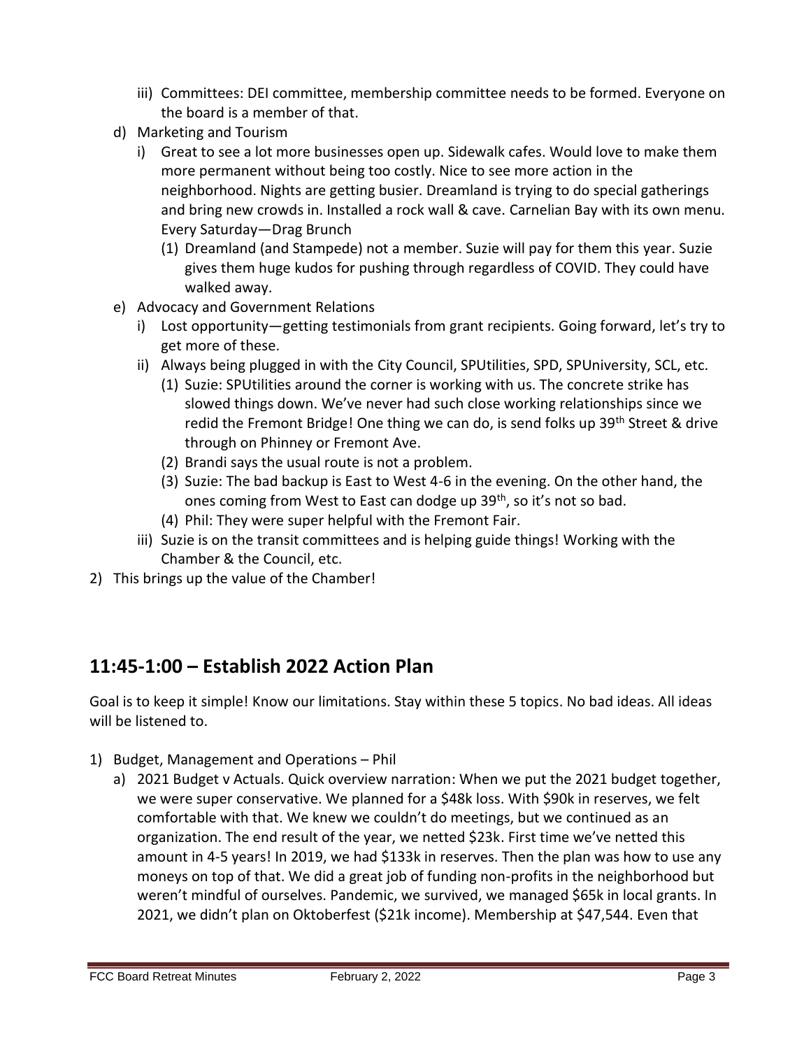iii) Committees: DEI committee, membership committee needs to be formed. Everyone on the board is a member of that.

d) Marketing and Tourism

i) Great to see a lot more businesses open up. Sidewalk cafes. Would love to make them more permanent without being too costly. Nice to see more action in the neighborhood. Nights are getting busier. Dreamland is trying to do special gatherings and bring new crowds in. Installed a rock wall & cave. Carnelian Bay with its own menu. Every Saturday—Drag Brunch

(1) Dreamland (and Stampede) not a member. Suzie will pay for them this year. Suzie gives them huge kudos for pushing through regardless of COVID. They could have walked away.

e) Advocacy and Government Relations

i) Lost opportunity—getting testimonials from grant recipients. Going forward, let's try to get more of these.

ii) Always being plugged in with the City Council, SPUtilities, SPD, SPUniversity, SCL, etc.

(1) Suzie: SPUtilities around the corner is working with us. The concrete strike has slowed things down. We've never had such close working relationships since we redid the Fremont Bridge! One thing we can do, is send folks up 39th Street & drive through on Phinney or Fremont Ave.

(2) Brandi says the usual route is not a problem.

(3) Suzie: The bad backup is East to West 4-6 in the evening. On the other hand, the ones coming from West to East can dodge up 39th, so it's not so bad.

(4) Phil: They were super helpful with the Fremont Fair.

iii) Suzie is on the transit committees and is helping guide things! Working with the Chamber & the Council, etc.

2) This brings up the value of the Chamber!

## 11:45-1:00 – Establish 2022 Action Plan

Goal is to keep it simple! Know our limitations. Stay within these 5 topics. No bad ideas. All ideas will be listened to.

1) Budget, Management and Operations – Phil

a) 2021 Budget v Actuals. Quick overview narration: When we put the 2021 budget together, we were super conservative. We planned for a $48k loss. With $90k in reserves, we felt comfortable with that. We knew we couldn't do meetings, but we continued as an organization. The end result of the year, we netted $23k. First time we've netted this amount in 4-5 years! In 2019, we had $133k in reserves. Then the plan was how to use any moneys on top of that. We did a great job of funding non-profits in the neighborhood but weren't mindful of ourselves. Pandemic, we survived, we managed $65k in local grants. In 2021, we didn't plan on Oktoberfest ($21k income). Membership at $47,544. Even that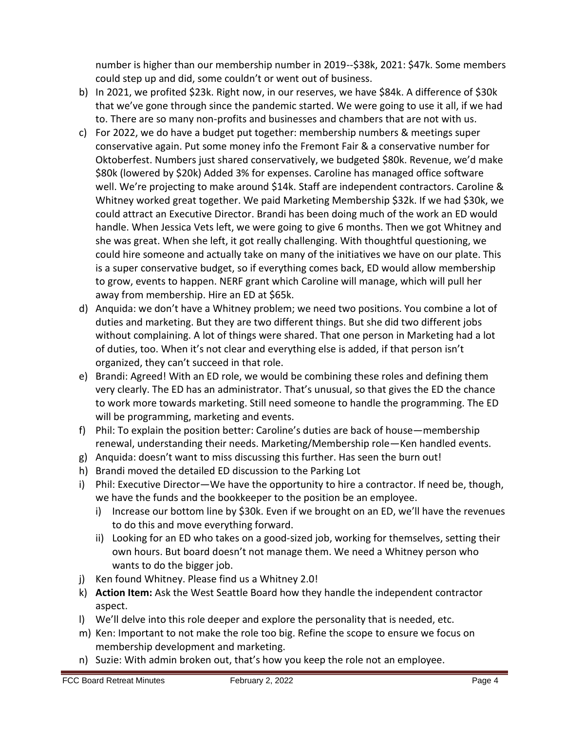number is higher than our membership number in 2019--$38k, 2021: $47k. Some members could step up and did, some couldn't or went out of business.

b) In 2021, we profited $23k. Right now, in our reserves, we have $84k. A difference of $30k that we've gone through since the pandemic started. We were going to use it all, if we had to. There are so many non-profits and businesses and chambers that are not with us.

c) For 2022, we do have a budget put together: membership numbers & meetings super conservative again. Put some money info the Fremont Fair & a conservative number for Oktoberfest. Numbers just shared conservatively, we budgeted $80k. Revenue, we'd make $80k (lowered by $20k) Added 3% for expenses. Caroline has managed office software well. We're projecting to make around $14k. Staff are independent contractors. Caroline & Whitney worked great together. We paid Marketing Membership $32k. If we had $30k, we could attract an Executive Director. Brandi has been doing much of the work an ED would handle. When Jessica Vets left, we were going to give 6 months. Then we got Whitney and she was great. When she left, it got really challenging. With thoughtful questioning, we could hire someone and actually take on many of the initiatives we have on our plate. This is a super conservative budget, so if everything comes back, ED would allow membership to grow, events to happen. NERF grant which Caroline will manage, which will pull her away from membership. Hire an ED at $65k.

d) Anquida: we don't have a Whitney problem; we need two positions. You combine a lot of duties and marketing. But they are two different things. But she did two different jobs without complaining. A lot of things were shared. That one person in Marketing had a lot of duties, too. When it's not clear and everything else is added, if that person isn't organized, they can't succeed in that role.

e) Brandi: Agreed! With an ED role, we would be combining these roles and defining them very clearly. The ED has an administrator. That's unusual, so that gives the ED the chance to work more towards marketing. Still need someone to handle the programming. The ED will be programming, marketing and events.

f) Phil: To explain the position better: Caroline's duties are back of house—membership renewal, understanding their needs. Marketing/Membership role—Ken handled events.

g) Anquida: doesn't want to miss discussing this further. Has seen the burn out!

h) Brandi moved the detailed ED discussion to the Parking Lot

i) Phil: Executive Director—We have the opportunity to hire a contractor. If need be, though, we have the funds and the bookkeeper to the position be an employee.
   i) Increase our bottom line by $30k. Even if we brought on an ED, we'll have the revenues to do this and move everything forward.
   ii) Looking for an ED who takes on a good-sized job, working for themselves, setting their own hours. But board doesn't not manage them. We need a Whitney person who wants to do the bigger job.

j) Ken found Whitney. Please find us a Whitney 2.0!

k) **Action Item:** Ask the West Seattle Board how they handle the independent contractor aspect.

l) We'll delve into this role deeper and explore the personality that is needed, etc.

m) Ken: Important to not make the role too big. Refine the scope to ensure we focus on membership development and marketing.

n) Suzie: With admin broken out, that's how you keep the role not an employee.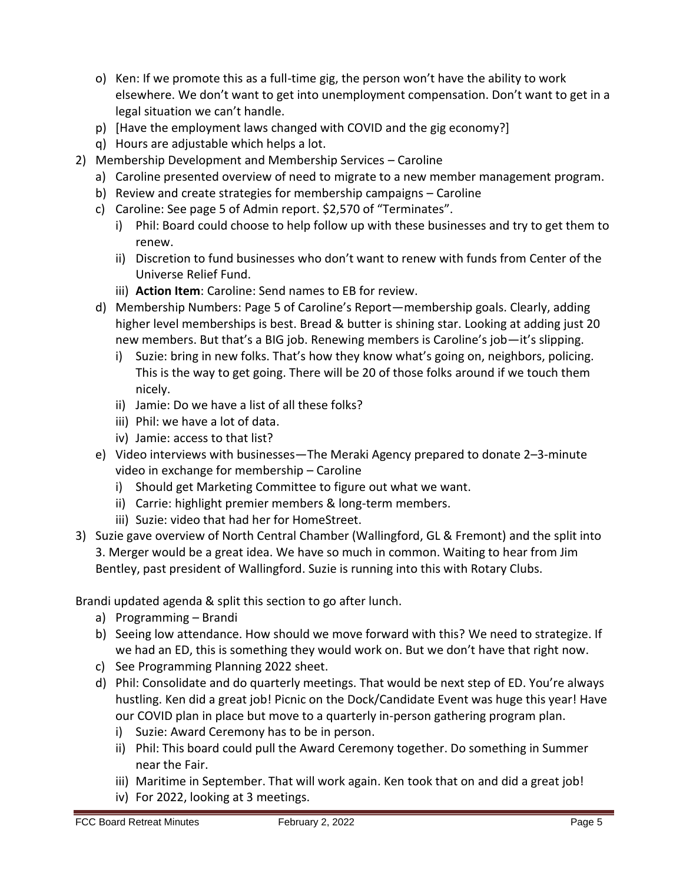o) Ken: If we promote this as a full-time gig, the person won't have the ability to work elsewhere. We don't want to get into unemployment compensation. Don't want to get in a legal situation we can't handle.
p) [Have the employment laws changed with COVID and the gig economy?]
q) Hours are adjustable which helps a lot.

2) Membership Development and Membership Services – Caroline
   a) Caroline presented overview of need to migrate to a new member management program.
   b) Review and create strategies for membership campaigns – Caroline
   c) Caroline: See page 5 of Admin report. $2,570 of "Terminates".
      i) Phil: Board could choose to help follow up with these businesses and try to get them to renew.
      ii) Discretion to fund businesses who don't want to renew with funds from Center of the Universe Relief Fund.
      iii) **Action Item**: Caroline: Send names to EB for review.
   d) Membership Numbers: Page 5 of Caroline's Report—membership goals. Clearly, adding higher level memberships is best. Bread & butter is shining star. Looking at adding just 20 new members. But that's a BIG job. Renewing members is Caroline's job—it's slipping.
      i) Suzie: bring in new folks. That's how they know what's going on, neighbors, policing. This is the way to get going. There will be 20 of those folks around if we touch them nicely.
      ii) Jamie: Do we have a list of all these folks?
      iii) Phil: we have a lot of data.
      iv) Jamie: access to that list?
   e) Video interviews with businesses—The Meraki Agency prepared to donate 2–3-minute video in exchange for membership – Caroline
      i) Should get Marketing Committee to figure out what we want.
      ii) Carrie: highlight premier members & long-term members.
      iii) Suzie: video that had her for HomeStreet.

3) Suzie gave overview of North Central Chamber (Wallingford, GL & Fremont) and the split into 3. Merger would be a great idea. We have so much in common. Waiting to hear from Jim Bentley, past president of Wallingford. Suzie is running into this with Rotary Clubs.

Brandi updated agenda & split this section to go after lunch.

   a) Programming – Brandi
   b) Seeing low attendance. How should we move forward with this? We need to strategize. If we had an ED, this is something they would work on. But we don't have that right now.
   c) See Programming Planning 2022 sheet.
   d) Phil: Consolidate and do quarterly meetings. That would be next step of ED. You're always hustling. Ken did a great job! Picnic on the Dock/Candidate Event was huge this year! Have our COVID plan in place but move to a quarterly in-person gathering program plan.
      i) Suzie: Award Ceremony has to be in person.
      ii) Phil: This board could pull the Award Ceremony together. Do something in Summer near the Fair.
      iii) Maritime in September. That will work again. Ken took that on and did a great job!
      iv) For 2022, looking at 3 meetings.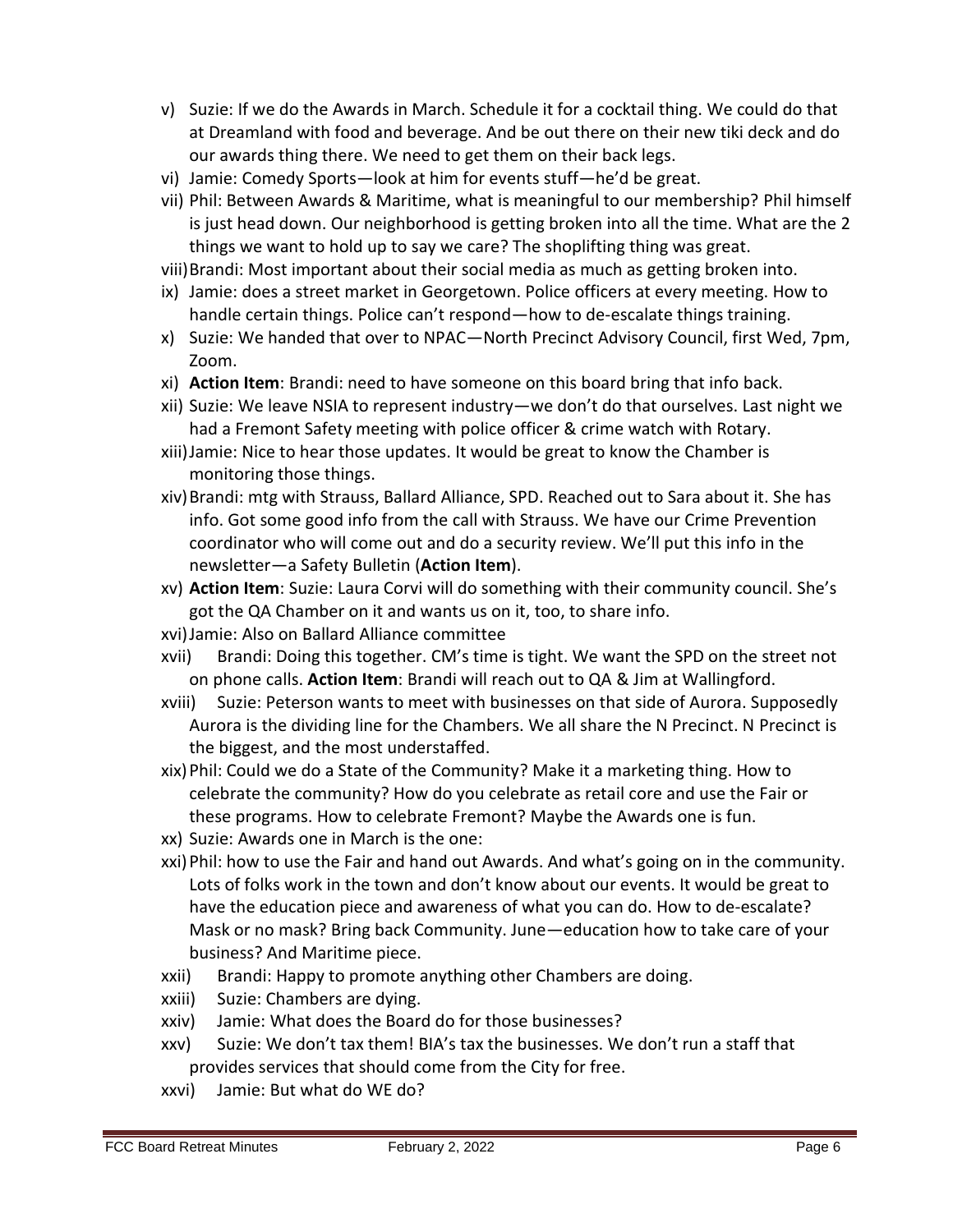v) Suzie: If we do the Awards in March. Schedule it for a cocktail thing. We could do that at Dreamland with food and beverage. And be out there on their new tiki deck and do our awards thing there. We need to get them on their back legs.

vi) Jamie: Comedy Sports—look at him for events stuff—he'd be great.

vii) Phil: Between Awards & Maritime, what is meaningful to our membership? Phil himself is just head down. Our neighborhood is getting broken into all the time. What are the 2 things we want to hold up to say we care? The shoplifting thing was great.

viii) Brandi: Most important about their social media as much as getting broken into.

ix) Jamie: does a street market in Georgetown. Police officers at every meeting. How to handle certain things. Police can't respond—how to de-escalate things training.

x) Suzie: We handed that over to NPAC—North Precinct Advisory Council, first Wed, 7pm, Zoom.

xi) **Action Item**: Brandi: need to have someone on this board bring that info back.

xii) Suzie: We leave NSIA to represent industry—we don't do that ourselves. Last night we had a Fremont Safety meeting with police officer & crime watch with Rotary.

xiii) Jamie: Nice to hear those updates. It would be great to know the Chamber is monitoring those things.

xiv) Brandi: mtg with Strauss, Ballard Alliance, SPD. Reached out to Sara about it. She has info. Got some good info from the call with Strauss. We have our Crime Prevention coordinator who will come out and do a security review. We'll put this info in the newsletter—a Safety Bulletin (**Action Item**).

xv) **Action Item**: Suzie: Laura Corvi will do something with their community council. She's got the QA Chamber on it and wants us on it, too, to share info.

xvi) Jamie: Also on Ballard Alliance committee

xvii) Brandi: Doing this together. CM's time is tight. We want the SPD on the street not on phone calls. **Action Item**: Brandi will reach out to QA & Jim at Wallingford.

xviii) Suzie: Peterson wants to meet with businesses on that side of Aurora. Supposedly Aurora is the dividing line for the Chambers. We all share the N Precinct. N Precinct is the biggest, and the most understaffed.

xix) Phil: Could we do a State of the Community? Make it a marketing thing. How to celebrate the community? How do you celebrate as retail core and use the Fair or these programs. How to celebrate Fremont? Maybe the Awards one is fun.

xx) Suzie: Awards one in March is the one:

xxi) Phil: how to use the Fair and hand out Awards. And what's going on in the community. Lots of folks work in the town and don't know about our events. It would be great to have the education piece and awareness of what you can do. How to de-escalate? Mask or no mask? Bring back Community. June—education how to take care of your business? And Maritime piece.

xxii) Brandi: Happy to promote anything other Chambers are doing.

xxiii) Suzie: Chambers are dying.

xxiv) Jamie: What does the Board do for those businesses?

xxv) Suzie: We don't tax them! BIA's tax the businesses. We don't run a staff that provides services that should come from the City for free.

xxvi) Jamie: But what do WE do?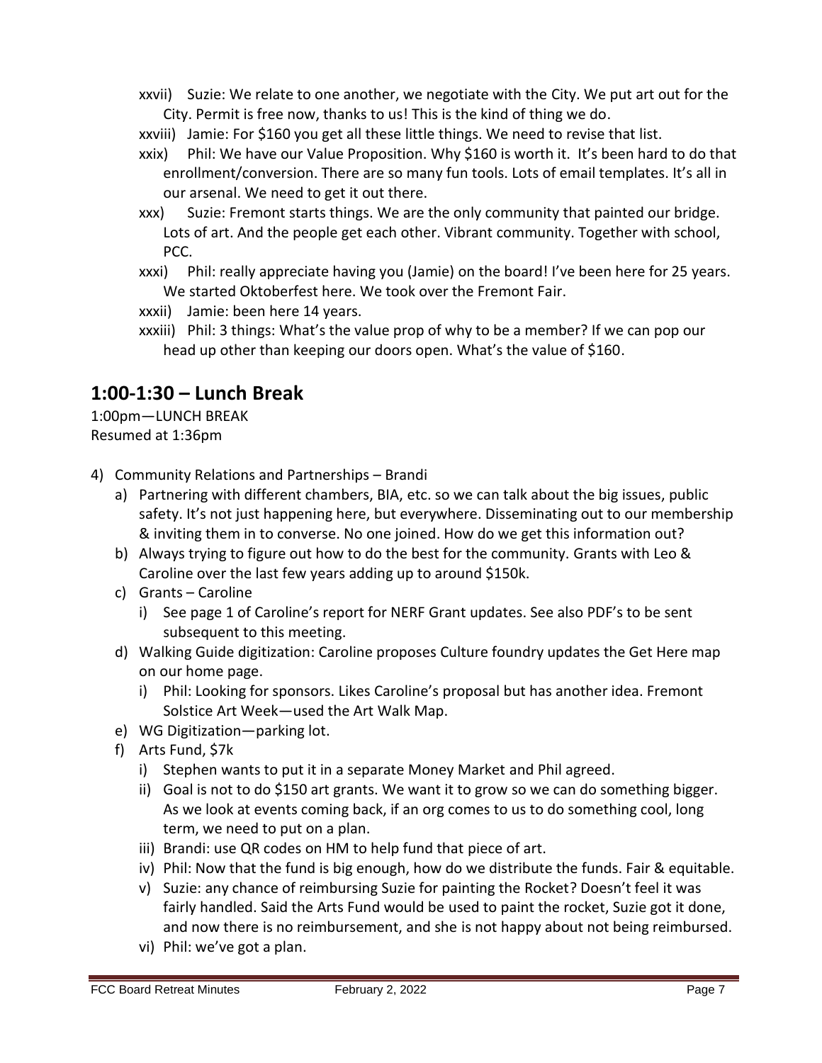xxvii) Suzie: We relate to one another, we negotiate with the City. We put art out for the City. Permit is free now, thanks to us! This is the kind of thing we do.

xxviii) Jamie: For $160 you get all these little things. We need to revise that list.

xxix) Phil: We have our Value Proposition. Why $160 is worth it. It's been hard to do that enrollment/conversion. There are so many fun tools. Lots of email templates. It's all in our arsenal. We need to get it out there.

xxx) Suzie: Fremont starts things. We are the only community that painted our bridge. Lots of art. And the people get each other. Vibrant community. Together with school, PCC.

xxxi) Phil: really appreciate having you (Jamie) on the board! I've been here for 25 years. We started Oktoberfest here. We took over the Fremont Fair.

xxxii) Jamie: been here 14 years.

xxxiii) Phil: 3 things: What's the value prop of why to be a member? If we can pop our head up other than keeping our doors open. What's the value of $160.

## 1:00-1:30 – Lunch Break

1:00pm—LUNCH BREAK
Resumed at 1:36pm

4) Community Relations and Partnerships – Brandi
   a) Partnering with different chambers, BIA, etc. so we can talk about the big issues, public safety. It's not just happening here, but everywhere. Disseminating out to our membership & inviting them in to converse. No one joined. How do we get this information out?
   b) Always trying to figure out how to do the best for the community. Grants with Leo & Caroline over the last few years adding up to around $150k.
   c) Grants – Caroline
      i) See page 1 of Caroline's report for NERF Grant updates. See also PDF's to be sent subsequent to this meeting.
   d) Walking Guide digitization: Caroline proposes Culture foundry updates the Get Here map on our home page.
      i) Phil: Looking for sponsors. Likes Caroline's proposal but has another idea. Fremont Solstice Art Week—used the Art Walk Map.
   e) WG Digitization—parking lot.
   f) Arts Fund, $7k
      i) Stephen wants to put it in a separate Money Market and Phil agreed.
      ii) Goal is not to do $150 art grants. We want it to grow so we can do something bigger. As we look at events coming back, if an org comes to us to do something cool, long term, we need to put on a plan.
      iii) Brandi: use QR codes on HM to help fund that piece of art.
      iv) Phil: Now that the fund is big enough, how do we distribute the funds. Fair & equitable.
      v) Suzie: any chance of reimbursing Suzie for painting the Rocket? Doesn't feel it was fairly handled. Said the Arts Fund would be used to paint the rocket, Suzie got it done, and now there is no reimbursement, and she is not happy about not being reimbursed.
      vi) Phil: we've got a plan.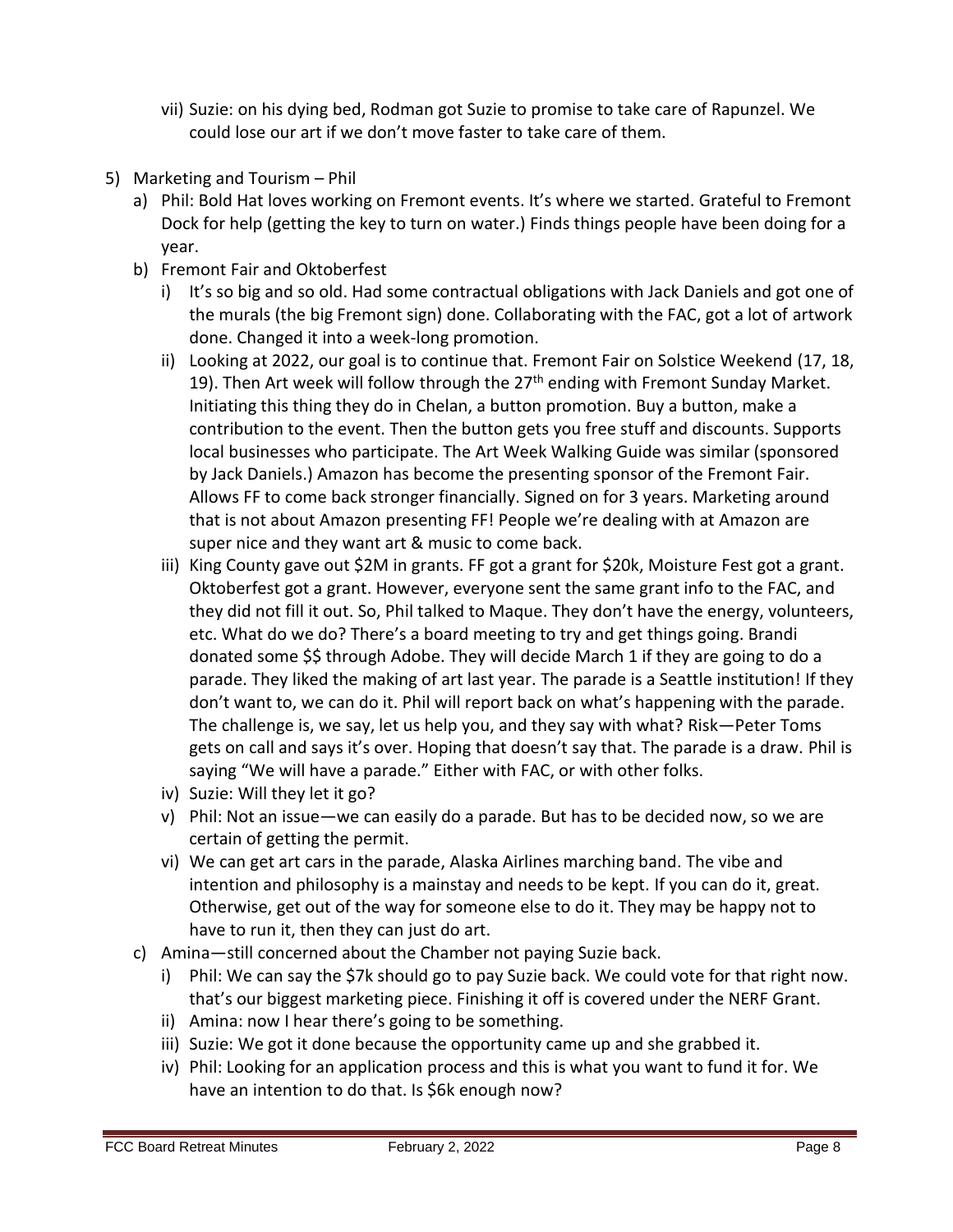vii) Suzie: on his dying bed, Rodman got Suzie to promise to take care of Rapunzel. We could lose our art if we don't move faster to take care of them.

5) Marketing and Tourism – Phil
   a) Phil: Bold Hat loves working on Fremont events. It's where we started. Grateful to Fremont Dock for help (getting the key to turn on water.) Finds things people have been doing for a year.
   b) Fremont Fair and Oktoberfest
      i) It's so big and so old. Had some contractual obligations with Jack Daniels and got one of the murals (the big Fremont sign) done. Collaborating with the FAC, got a lot of artwork done. Changed it into a week-long promotion.
      ii) Looking at 2022, our goal is to continue that. Fremont Fair on Solstice Weekend (17, 18, 19). Then Art week will follow through the 27th ending with Fremont Sunday Market. Initiating this thing they do in Chelan, a button promotion. Buy a button, make a contribution to the event. Then the button gets you free stuff and discounts. Supports local businesses who participate. The Art Week Walking Guide was similar (sponsored by Jack Daniels.) Amazon has become the presenting sponsor of the Fremont Fair. Allows FF to come back stronger financially. Signed on for 3 years. Marketing around that is not about Amazon presenting FF! People we're dealing with at Amazon are super nice and they want art & music to come back.
      iii) King County gave out $2M in grants. FF got a grant for $20k, Moisture Fest got a grant. Oktoberfest got a grant. However, everyone sent the same grant info to the FAC, and they did not fill it out. So, Phil talked to Maque. They don't have the energy, volunteers, etc. What do we do? There's a board meeting to try and get things going. Brandi donated some $$ through Adobe. They will decide March 1 if they are going to do a parade. They liked the making of art last year. The parade is a Seattle institution! If they don't want to, we can do it. Phil will report back on what's happening with the parade. The challenge is, we say, let us help you, and they say with what? Risk—Peter Toms gets on call and says it's over. Hoping that doesn't say that. The parade is a draw. Phil is saying "We will have a parade." Either with FAC, or with other folks.
      iv) Suzie: Will they let it go?
      v) Phil: Not an issue—we can easily do a parade. But has to be decided now, so we are certain of getting the permit.
      vi) We can get art cars in the parade, Alaska Airlines marching band. The vibe and intention and philosophy is a mainstay and needs to be kept. If you can do it, great. Otherwise, get out of the way for someone else to do it. They may be happy not to have to run it, then they can just do art.
   c) Amina—still concerned about the Chamber not paying Suzie back.
      i) Phil: We can say the $7k should go to pay Suzie back. We could vote for that right now. that's our biggest marketing piece. Finishing it off is covered under the NERF Grant.
      ii) Amina: now I hear there's going to be something.
      iii) Suzie: We got it done because the opportunity came up and she grabbed it.
      iv) Phil: Looking for an application process and this is what you want to fund it for. We have an intention to do that. Is $6k enough now?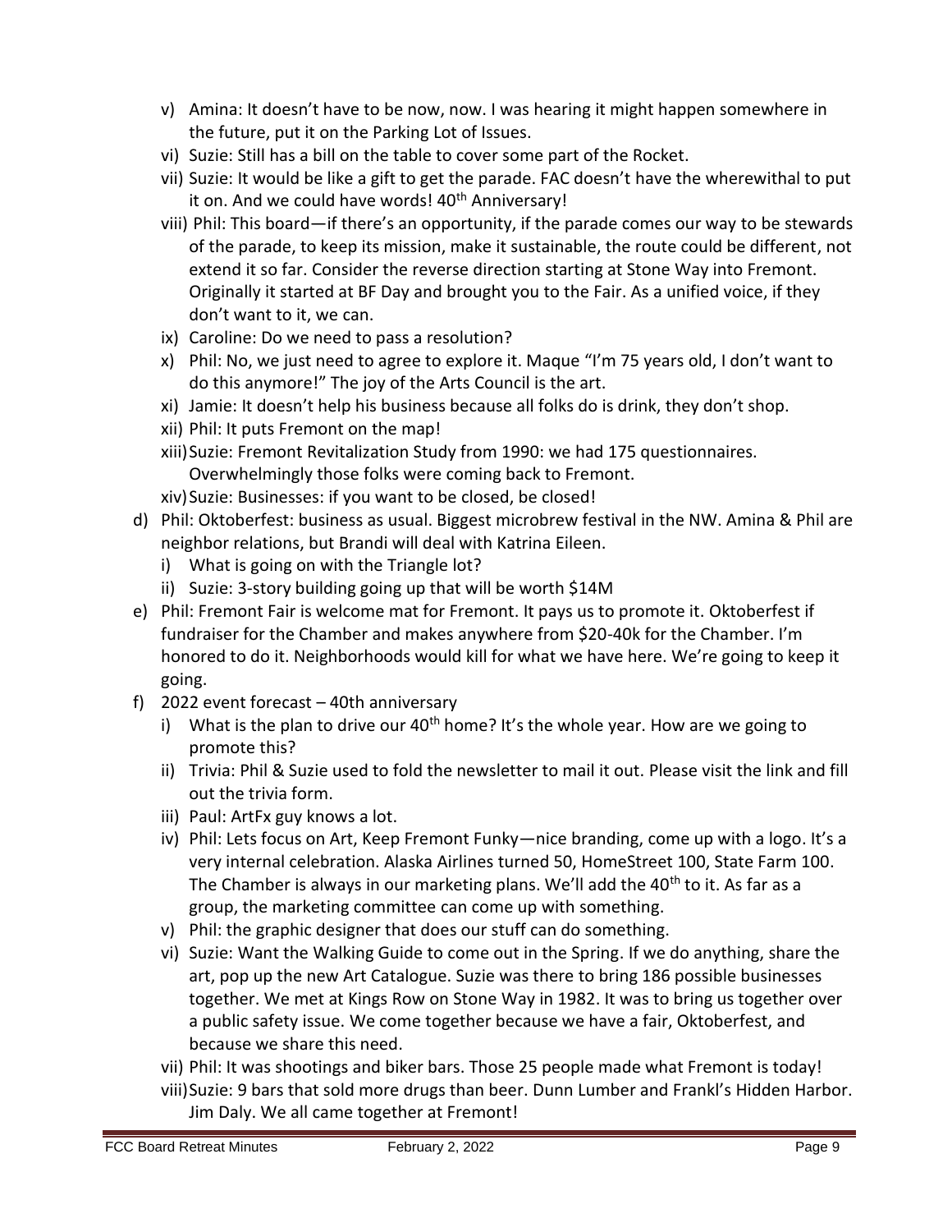- v) Amina: It doesn't have to be now, now. I was hearing it might happen somewhere in the future, put it on the Parking Lot of Issues.
- vi) Suzie: Still has a bill on the table to cover some part of the Rocket.
- vii) Suzie: It would be like a gift to get the parade. FAC doesn't have the wherewithal to put it on. And we could have words! 40th Anniversary!
- viii) Phil: This board—if there's an opportunity, if the parade comes our way to be stewards of the parade, to keep its mission, make it sustainable, the route could be different, not extend it so far. Consider the reverse direction starting at Stone Way into Fremont. Originally it started at BF Day and brought you to the Fair. As a unified voice, if they don't want to it, we can.
- ix) Caroline: Do we need to pass a resolution?
- x) Phil: No, we just need to agree to explore it. Maque "I'm 75 years old, I don't want to do this anymore!" The joy of the Arts Council is the art.
- xi) Jamie: It doesn't help his business because all folks do is drink, they don't shop.
- xii) Phil: It puts Fremont on the map!
- xiii) Suzie: Fremont Revitalization Study from 1990: we had 175 questionnaires. Overwhelmingly those folks were coming back to Fremont.
- xiv) Suzie: Businesses: if you want to be closed, be closed!

d) Phil: Oktoberfest: business as usual. Biggest microbrew festival in the NW. Amina & Phil are neighbor relations, but Brandi will deal with Katrina Eileen.
   - i) What is going on with the Triangle lot?
   - ii) Suzie: 3-story building going up that will be worth $14M

e) Phil: Fremont Fair is welcome mat for Fremont. It pays us to promote it. Oktoberfest if fundraiser for the Chamber and makes anywhere from $20-40k for the Chamber. I'm honored to do it. Neighborhoods would kill for what we have here. We're going to keep it going.

f) 2022 event forecast – 40th anniversary
   - i) What is the plan to drive our 40th home? It's the whole year. How are we going to promote this?
   - ii) Trivia: Phil & Suzie used to fold the newsletter to mail it out. Please visit the link and fill out the trivia form.
   - iii) Paul: ArtFx guy knows a lot.
   - iv) Phil: Lets focus on Art, Keep Fremont Funky—nice branding, come up with a logo. It's a very internal celebration. Alaska Airlines turned 50, HomeStreet 100, State Farm 100. The Chamber is always in our marketing plans. We'll add the 40th to it. As far as a group, the marketing committee can come up with something.
   - v) Phil: the graphic designer that does our stuff can do something.
   - vi) Suzie: Want the Walking Guide to come out in the Spring. If we do anything, share the art, pop up the new Art Catalogue. Suzie was there to bring 186 possible businesses together. We met at Kings Row on Stone Way in 1982. It was to bring us together over a public safety issue. We come together because we have a fair, Oktoberfest, and because we share this need.
   - vii) Phil: It was shootings and biker bars. Those 25 people made what Fremont is today!
   - viii) Suzie: 9 bars that sold more drugs than beer. Dunn Lumber and Frankl's Hidden Harbor. Jim Daly. We all came together at Fremont!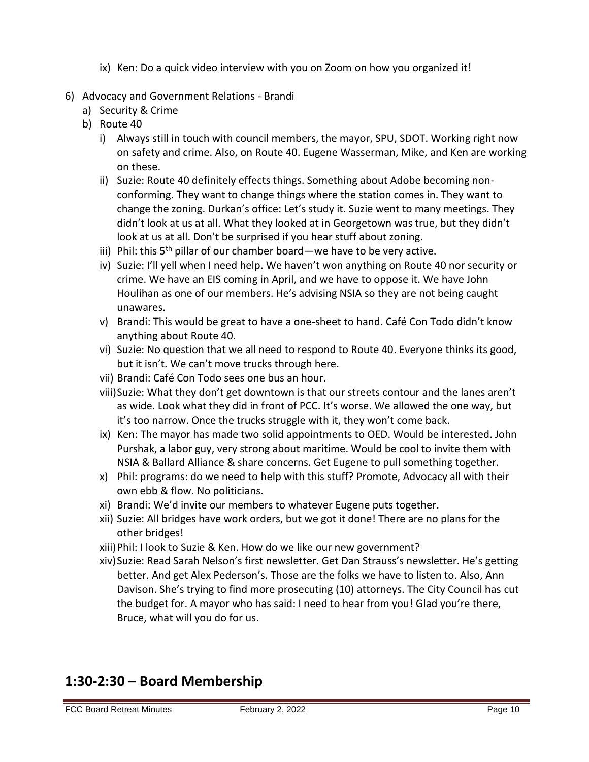ix) Ken: Do a quick video interview with you on Zoom on how you organized it!

6) Advocacy and Government Relations - Brandi
   a) Security & Crime
   b) Route 40
      i) Always still in touch with council members, the mayor, SPU, SDOT. Working right now on safety and crime. Also, on Route 40. Eugene Wasserman, Mike, and Ken are working on these.
      ii) Suzie: Route 40 definitely effects things. Something about Adobe becoming non-conforming. They want to change things where the station comes in. They want to change the zoning. Durkan's office: Let's study it. Suzie went to many meetings. They didn't look at us at all. What they looked at in Georgetown was true, but they didn't look at us at all. Don't be surprised if you hear stuff about zoning.
      iii) Phil: this 5th pillar of our chamber board—we have to be very active.
      iv) Suzie: I'll yell when I need help. We haven't won anything on Route 40 nor security or crime. We have an EIS coming in April, and we have to oppose it. We have John Houlihan as one of our members. He's advising NSIA so they are not being caught unawares.
      v) Brandi: This would be great to have a one-sheet to hand. Café Con Todo didn't know anything about Route 40.
      vi) Suzie: No question that we all need to respond to Route 40. Everyone thinks its good, but it isn't. We can't move trucks through here.
      vii) Brandi: Café Con Todo sees one bus an hour.
      viii) Suzie: What they don't get downtown is that our streets contour and the lanes aren't as wide. Look what they did in front of PCC. It's worse. We allowed the one way, but it's too narrow. Once the trucks struggle with it, they won't come back.
      ix) Ken: The mayor has made two solid appointments to OED. Would be interested. John Purshak, a labor guy, very strong about maritime. Would be cool to invite them with NSIA & Ballard Alliance & share concerns. Get Eugene to pull something together.
      x) Phil: programs: do we need to help with this stuff? Promote, Advocacy all with their own ebb & flow. No politicians.
      xi) Brandi: We'd invite our members to whatever Eugene puts together.
      xii) Suzie: All bridges have work orders, but we got it done! There are no plans for the other bridges!
      xiii) Phil: I look to Suzie & Ken. How do we like our new government?
      xiv) Suzie: Read Sarah Nelson's first newsletter. Get Dan Strauss's newsletter. He's getting better. And get Alex Pederson's. Those are the folks we have to listen to. Also, Ann Davison. She's trying to find more prosecuting (10) attorneys. The City Council has cut the budget for. A mayor who has said: I need to hear from you! Glad you're there, Bruce, what will you do for us.

## 1:30-2:30 – Board Membership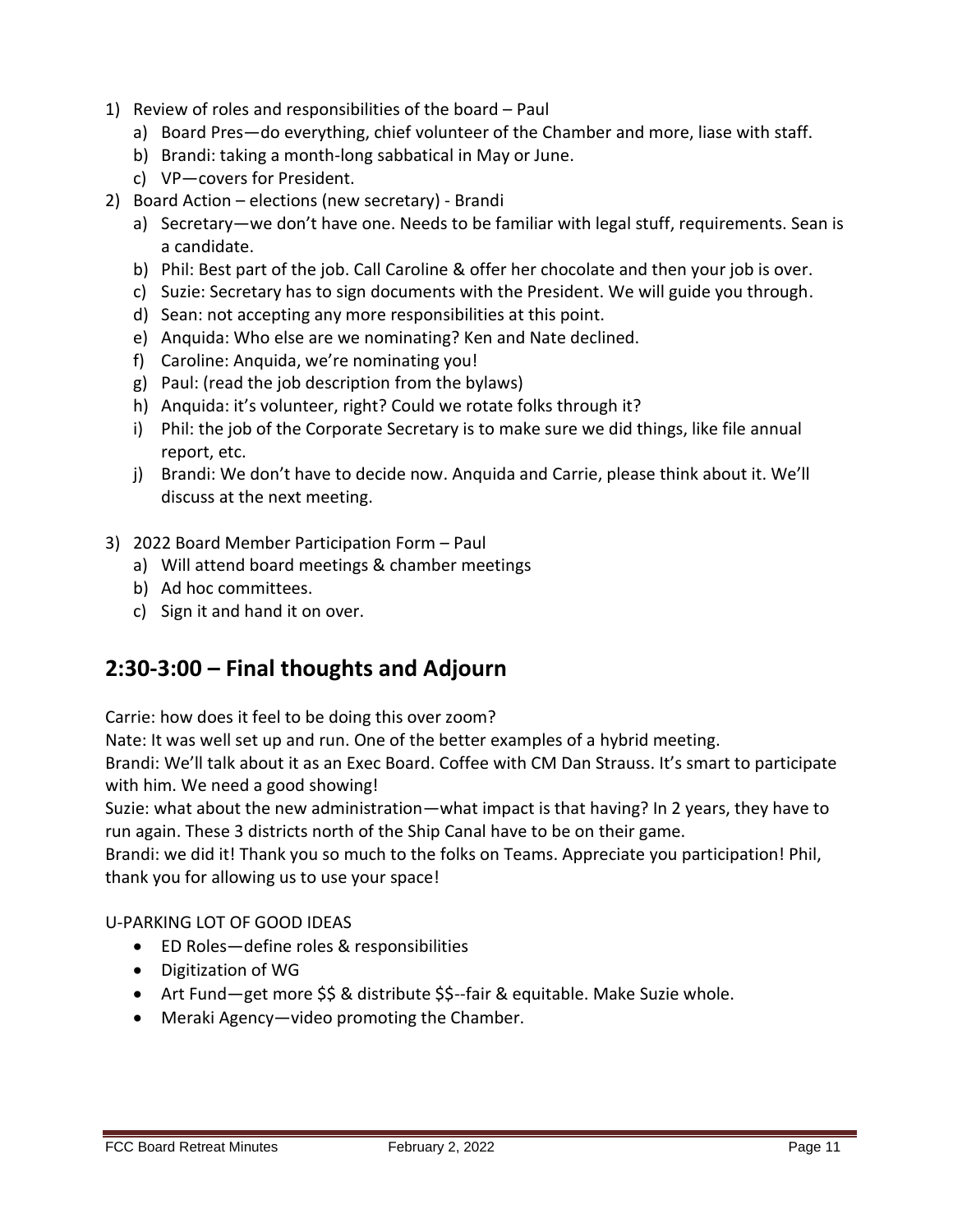1) Review of roles and responsibilities of the board – Paul
   a) Board Pres—do everything, chief volunteer of the Chamber and more, liase with staff.
   b) Brandi: taking a month-long sabbatical in May or June.
   c) VP—covers for President.
2) Board Action – elections (new secretary) - Brandi
   a) Secretary—we don't have one. Needs to be familiar with legal stuff, requirements. Sean is a candidate.
   b) Phil: Best part of the job. Call Caroline & offer her chocolate and then your job is over.
   c) Suzie: Secretary has to sign documents with the President. We will guide you through.
   d) Sean: not accepting any more responsibilities at this point.
   e) Anquida: Who else are we nominating? Ken and Nate declined.
   f) Caroline: Anquida, we're nominating you!
   g) Paul: (read the job description from the bylaws)
   h) Anquida: it's volunteer, right? Could we rotate folks through it?
   i) Phil: the job of the Corporate Secretary is to make sure we did things, like file annual report, etc.
   j) Brandi: We don't have to decide now. Anquida and Carrie, please think about it. We'll discuss at the next meeting.

3) 2022 Board Member Participation Form – Paul
   a) Will attend board meetings & chamber meetings
   b) Ad hoc committees.
   c) Sign it and hand it on over.

## 2:30-3:00 – Final thoughts and Adjourn

Carrie: how does it feel to be doing this over zoom?

Nate: It was well set up and run. One of the better examples of a hybrid meeting.

Brandi: We'll talk about it as an Exec Board. Coffee with CM Dan Strauss. It's smart to participate with him. We need a good showing!

Suzie: what about the new administration—what impact is that having? In 2 years, they have to run again. These 3 districts north of the Ship Canal have to be on their game.

Brandi: we did it! Thank you so much to the folks on Teams. Appreciate you participation! Phil, thank you for allowing us to use your space!

U-PARKING LOT OF GOOD IDEAS

- ED Roles—define roles & responsibilities
- Digitization of WG
- Art Fund—get more $$ & distribute $$--fair & equitable. Make Suzie whole.
- Meraki Agency—video promoting the Chamber.